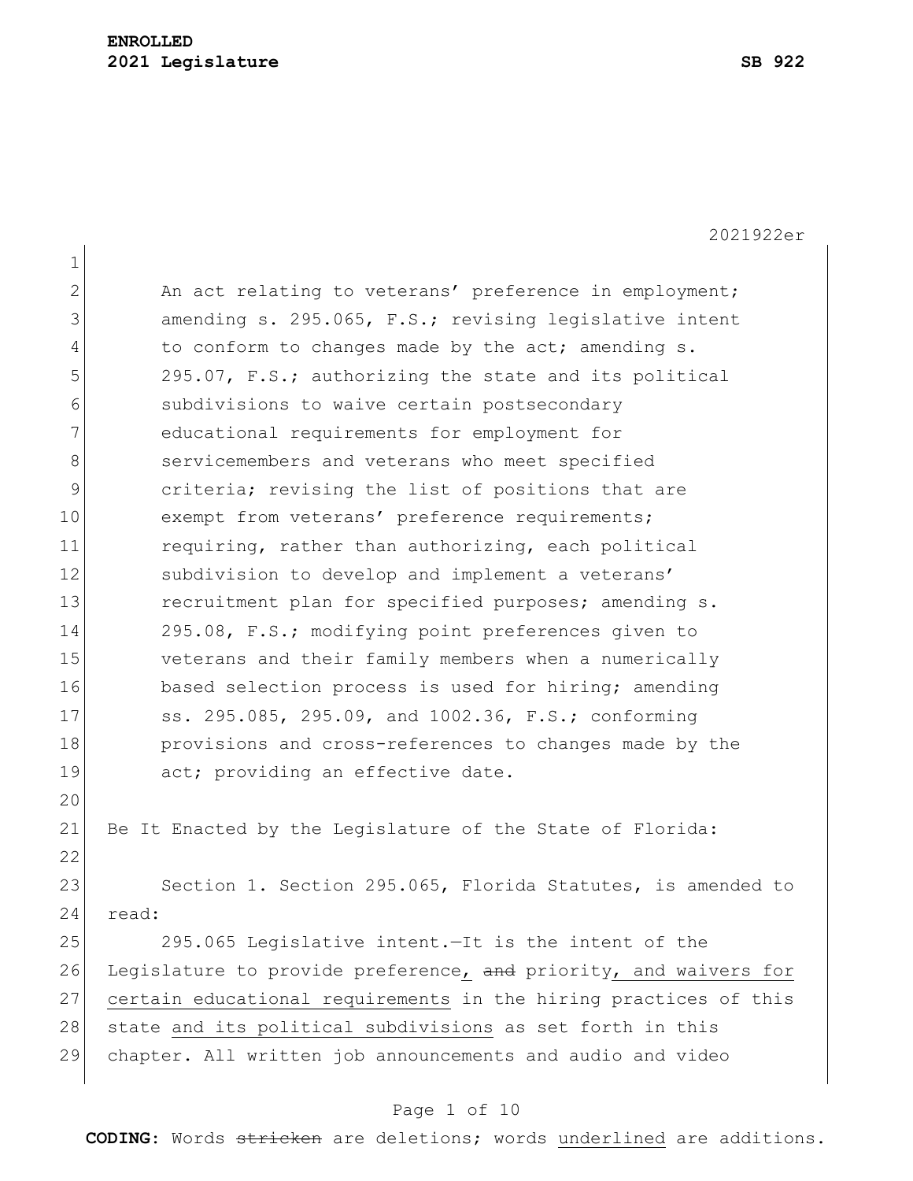**ENROLLED**
**2021 Legislature** **SB 922**

2021922er

An act relating to veterans' preference in employment; amending s. 295.065, F.S.; revising legislative intent to conform to changes made by the act; amending s. 295.07, F.S.; authorizing the state and its political subdivisions to waive certain postsecondary educational requirements for employment for servicemembers and veterans who meet specified criteria; revising the list of positions that are exempt from veterans' preference requirements; requiring, rather than authorizing, each political subdivision to develop and implement a veterans' recruitment plan for specified purposes; amending s. 295.08, F.S.; modifying point preferences given to veterans and their family members when a numerically based selection process is used for hiring; amending ss. 295.085, 295.09, and 1002.36, F.S.; conforming provisions and cross-references to changes made by the act; providing an effective date.

Be It Enacted by the Legislature of the State of Florida:

Section 1. Section 295.065, Florida Statutes, is amended to read:

295.065 Legislative intent.—It is the intent of the Legislature to provide preference, ~~and~~ priority, and waivers for certain educational requirements in the hiring practices of this state and its political subdivisions as set forth in this chapter. All written job announcements and audio and video

**CODING:** Words ~~stricken~~ are deletions; words underlined are additions.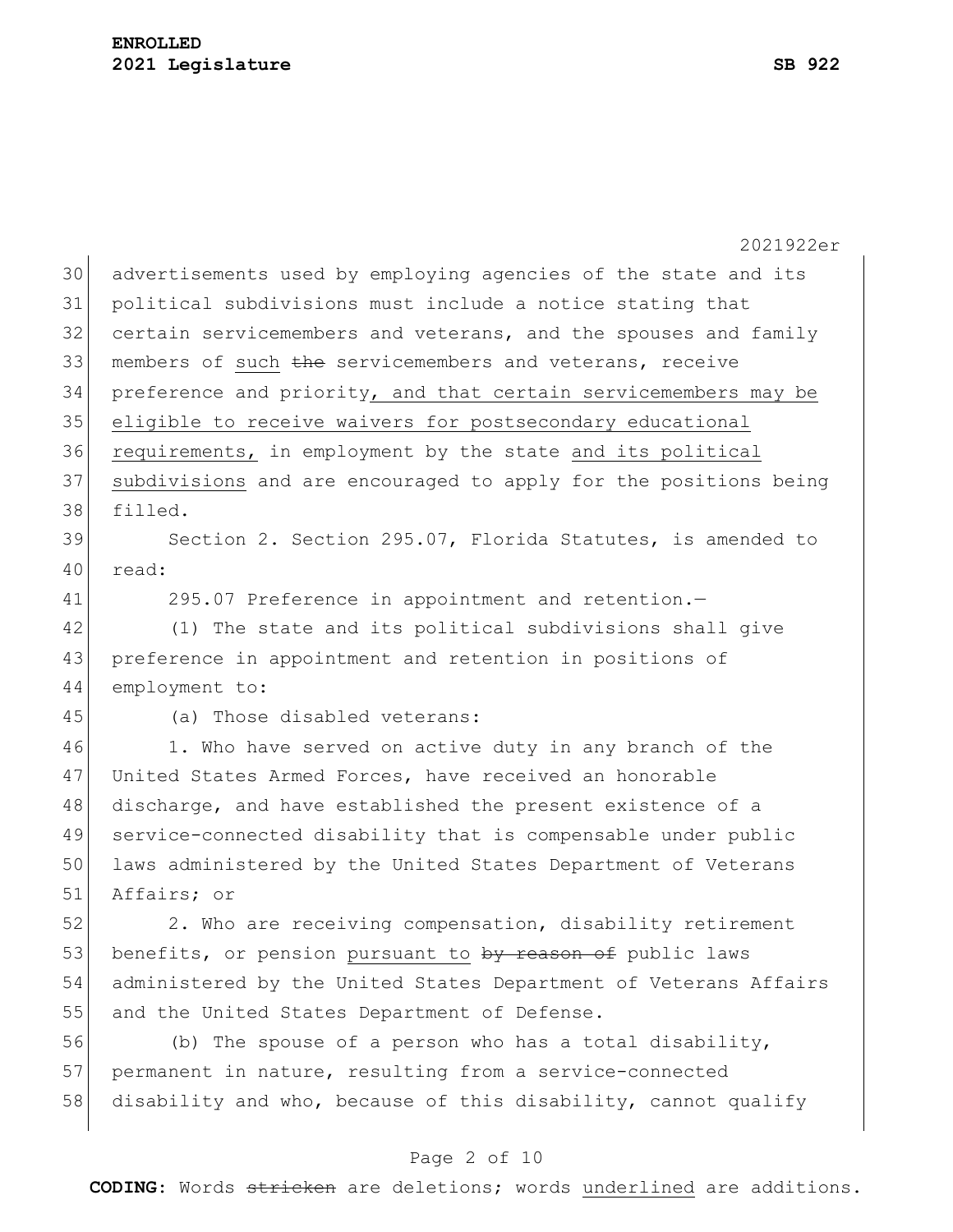advertisements used by employing agencies of the state and its political subdivisions must include a notice stating that certain servicemembers and veterans, and the spouses and family members of <u>such</u> ~~the~~ servicemembers and veterans, receive preference and priority<u>, and that certain servicemembers may be eligible to receive waivers for postsecondary educational requirements,</u> in employment by the state <u>and its political subdivisions</u> and are encouraged to apply for the positions being filled.

Section 2. Section 295.07, Florida Statutes, is amended to read:

295.07 Preference in appointment and retention.—

(1) The state and its political subdivisions shall give preference in appointment and retention in positions of employment to:

(a) Those disabled veterans:

1. Who have served on active duty in any branch of the United States Armed Forces, have received an honorable discharge, and have established the present existence of a service-connected disability that is compensable under public laws administered by the United States Department of Veterans Affairs; or

2. Who are receiving compensation, disability retirement benefits, or pension <u>pursuant to</u> ~~by reason of~~ public laws administered by the United States Department of Veterans Affairs and the United States Department of Defense.

(b) The spouse of a person who has a total disability, permanent in nature, resulting from a service-connected disability and who, because of this disability, cannot qualify

**CODING:** Words ~~stricken~~ are deletions; words <u>underlined</u> are additions.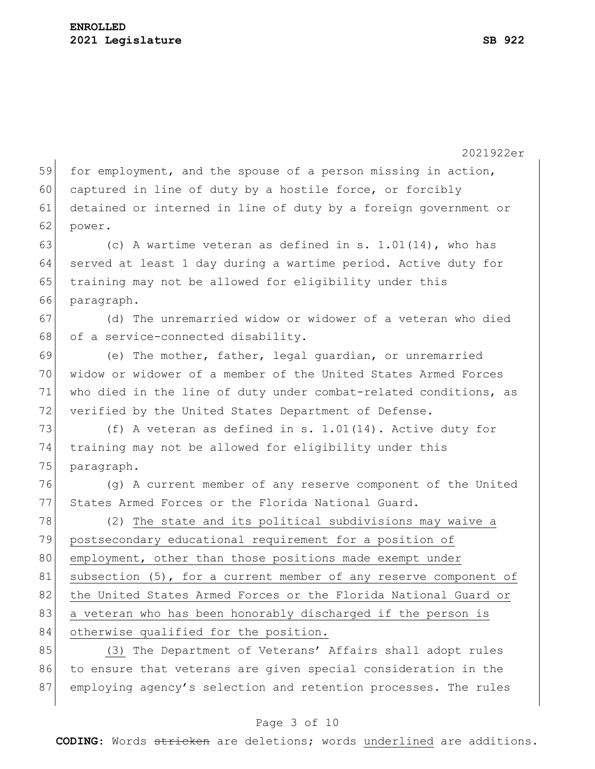for employment, and the spouse of a person missing in action, captured in line of duty by a hostile force, or forcibly detained or interned in line of duty by a foreign government or power.

(c) A wartime veteran as defined in s. 1.01(14), who has served at least 1 day during a wartime period. Active duty for training may not be allowed for eligibility under this paragraph.

(d) The unremarried widow or widower of a veteran who died of a service-connected disability.

(e) The mother, father, legal guardian, or unremarried widow or widower of a member of the United States Armed Forces who died in the line of duty under combat-related conditions, as verified by the United States Department of Defense.

(f) A veteran as defined in s. 1.01(14). Active duty for training may not be allowed for eligibility under this paragraph.

(g) A current member of any reserve component of the United States Armed Forces or the Florida National Guard.

(2) <u>The state and its political subdivisions may waive a postsecondary educational requirement for a position of employment, other than those positions made exempt under subsection (5), for a current member of any reserve component of the United States Armed Forces or the Florida National Guard or a veteran who has been honorably discharged if the person is otherwise qualified for the position.</u>

<u>(3)</u> The Department of Veterans' Affairs shall adopt rules to ensure that veterans are given special consideration in the employing agency's selection and retention processes. The rules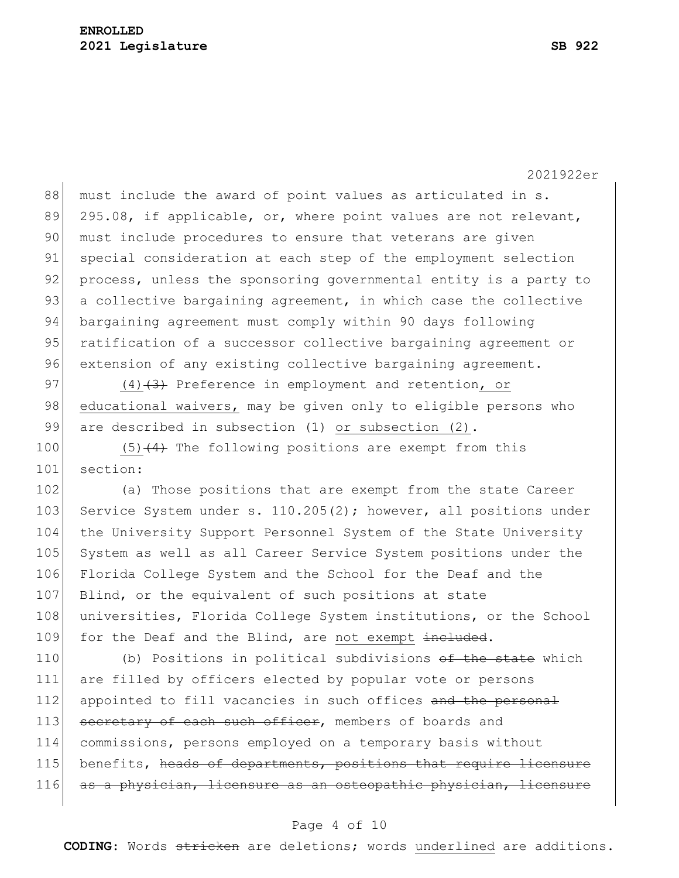must include the award of point values as articulated in s. 295.08, if applicable, or, where point values are not relevant, must include procedures to ensure that veterans are given special consideration at each step of the employment selection process, unless the sponsoring governmental entity is a party to a collective bargaining agreement, in which case the collective bargaining agreement must comply within 90 days following ratification of a successor collective bargaining agreement or extension of any existing collective bargaining agreement.

<u>(4)</u>~~(3)~~ Preference in employment and retention<u>, or educational waivers,</u> may be given only to eligible persons who are described in subsection (1) <u>or subsection (2)</u>.

<u>(5)</u>~~(4)~~ The following positions are exempt from this section:

(a) Those positions that are exempt from the state Career Service System under s. 110.205(2); however, all positions under the University Support Personnel System of the State University System as well as all Career Service System positions under the Florida College System and the School for the Deaf and the Blind, or the equivalent of such positions at state universities, Florida College System institutions, or the School for the Deaf and the Blind, are <u>not exempt</u> ~~included~~.

(b) Positions in political subdivisions ~~of the state~~ which are filled by officers elected by popular vote or persons appointed to fill vacancies in such offices ~~and the personal secretary of each such officer~~, members of boards and commissions, persons employed on a temporary basis without benefits, ~~heads of departments, positions that require licensure as a physician, licensure as an osteopathic physician, licensure~~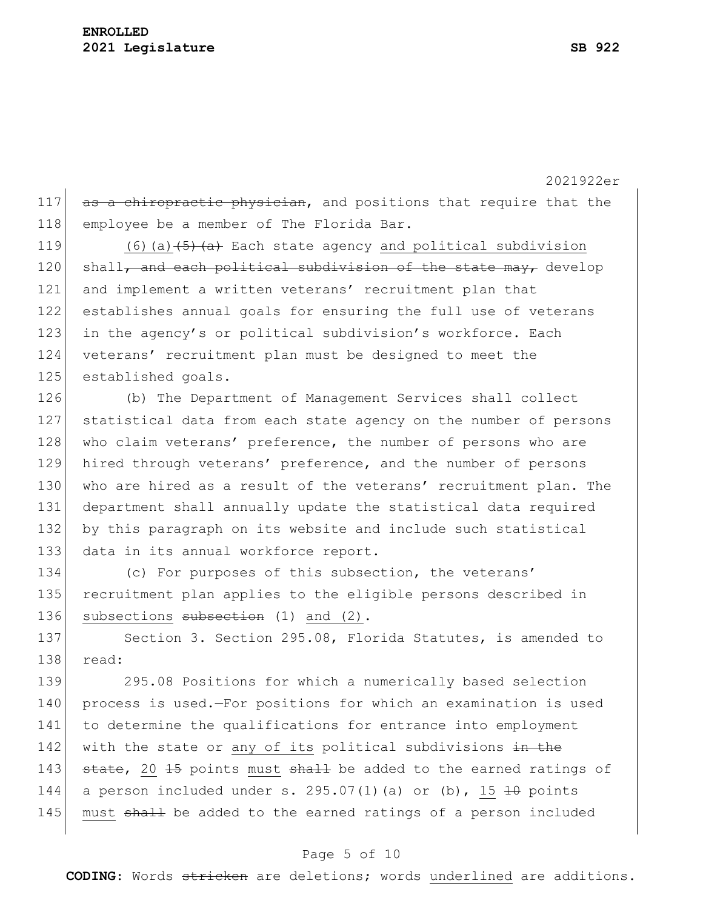as a ~~chiropractic physician~~, and positions that require that the employee be a member of The Florida Bar.

(6)(a)~~(5)(a)~~ Each state agency and political subdivision shall~~, and each political subdivision of the state may,~~ develop and implement a written veterans' recruitment plan that establishes annual goals for ensuring the full use of veterans in the agency's or political subdivision's workforce. Each veterans' recruitment plan must be designed to meet the established goals.

(b) The Department of Management Services shall collect statistical data from each state agency on the number of persons who claim veterans' preference, the number of persons who are hired through veterans' preference, and the number of persons who are hired as a result of the veterans' recruitment plan. The department shall annually update the statistical data required by this paragraph on its website and include such statistical data in its annual workforce report.

(c) For purposes of this subsection, the veterans' recruitment plan applies to the eligible persons described in subsections ~~subsection~~ (1) and (2).

Section 3. Section 295.08, Florida Statutes, is amended to read:

295.08 Positions for which a numerically based selection process is used.—For positions for which an examination is used to determine the qualifications for entrance into employment with the state or any of its political subdivisions ~~in the state~~, 20 ~~15~~ points must ~~shall~~ be added to the earned ratings of a person included under s. 295.07(1)(a) or (b), 15 ~~10~~ points must ~~shall~~ be added to the earned ratings of a person included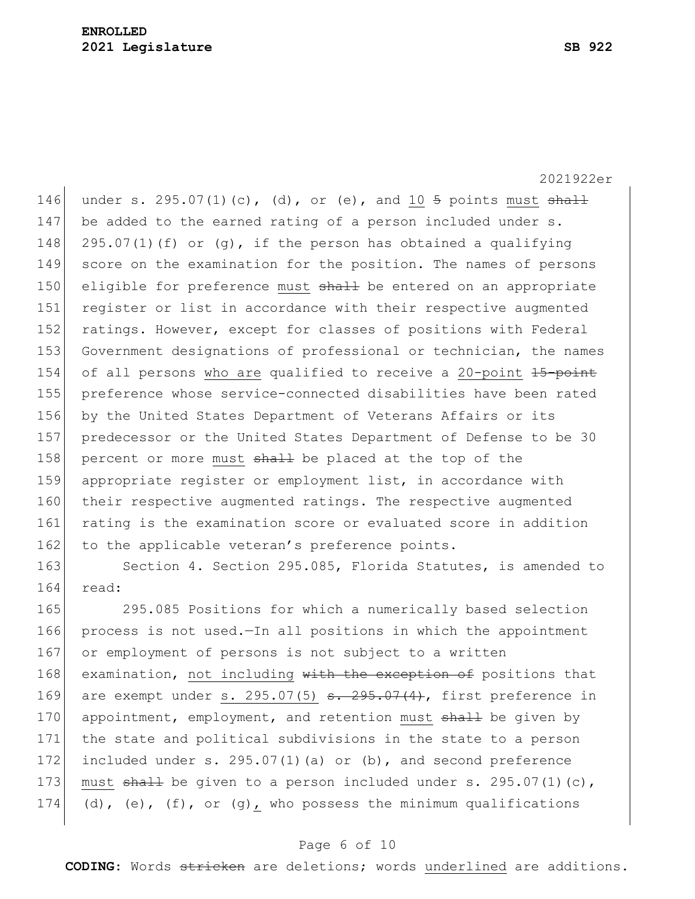under s. 295.07(1)(c), (d), or (e), and <u>10</u> ~~5~~ points <u>must</u> ~~shall~~ be added to the earned rating of a person included under s. 295.07(1)(f) or (g), if the person has obtained a qualifying score on the examination for the position. The names of persons eligible for preference <u>must</u> ~~shall~~ be entered on an appropriate register or list in accordance with their respective augmented ratings. However, except for classes of positions with Federal Government designations of professional or technician, the names of all persons <u>who are</u> qualified to receive a <u>20-point</u> ~~15-point~~ preference whose service-connected disabilities have been rated by the United States Department of Veterans Affairs or its predecessor or the United States Department of Defense to be 30 percent or more <u>must</u> ~~shall~~ be placed at the top of the appropriate register or employment list, in accordance with their respective augmented ratings. The respective augmented rating is the examination score or evaluated score in addition to the applicable veteran's preference points.

Section 4. Section 295.085, Florida Statutes, is amended to read:

295.085 Positions for which a numerically based selection process is not used.—In all positions in which the appointment or employment of persons is not subject to a written examination, <u>not including</u> ~~with the exception of~~ positions that are exempt under <u>s. 295.07(5)</u> ~~s. 295.07(4)~~, first preference in appointment, employment, and retention <u>must</u> ~~shall~~ be given by the state and political subdivisions in the state to a person included under s. 295.07(1)(a) or (b), and second preference <u>must</u> ~~shall~~ be given to a person included under s. 295.07(1)(c), (d), (e), (f), or (g)<u>,</u> who possess the minimum qualifications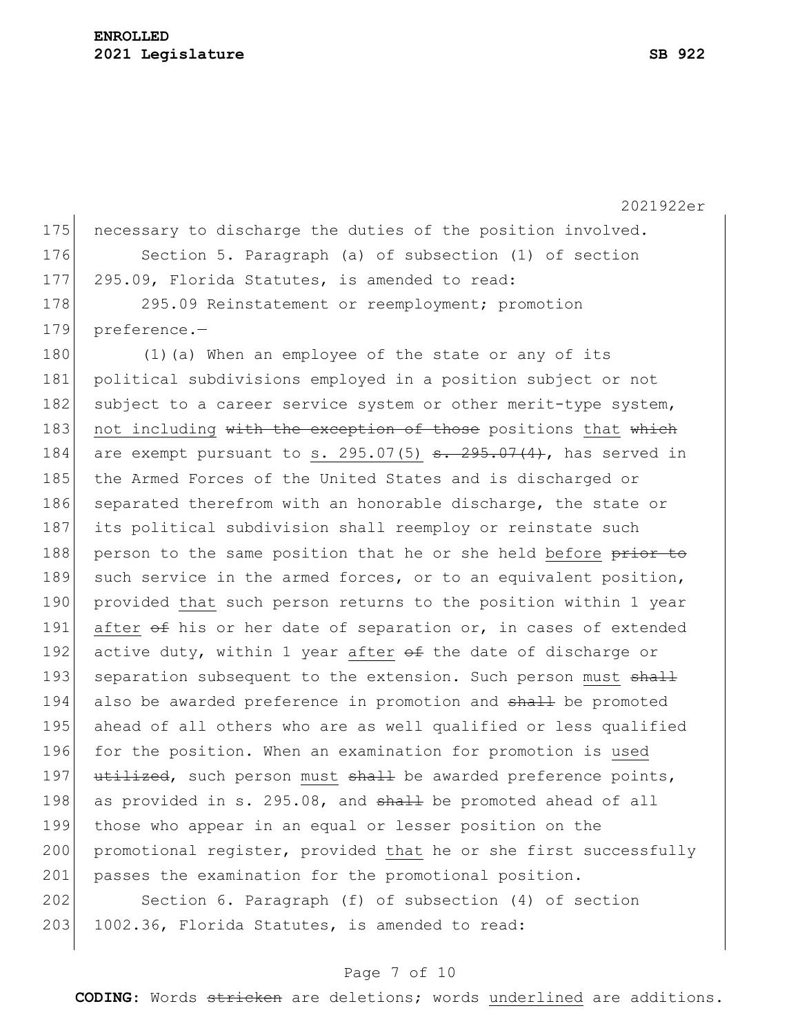necessary to discharge the duties of the position involved.

Section 5. Paragraph (a) of subsection (1) of section 295.09, Florida Statutes, is amended to read:

295.09 Reinstatement or reemployment; promotion preference.—

(1)(a) When an employee of the state or any of its political subdivisions employed in a position subject or not subject to a career service system or other merit-type system, <u>not including</u> ~~with the exception of those~~ positions <u>that</u> ~~which~~ are exempt pursuant to <u>s. 295.07(5)</u> ~~s. 295.07(4)~~, has served in the Armed Forces of the United States and is discharged or separated therefrom with an honorable discharge, the state or its political subdivision shall reemploy or reinstate such person to the same position that he or she held <u>before</u> ~~prior to~~ such service in the armed forces, or to an equivalent position, provided <u>that</u> such person returns to the position within 1 year <u>after</u> ~~of~~ his or her date of separation or, in cases of extended active duty, within 1 year <u>after</u> ~~of~~ the date of discharge or separation subsequent to the extension. Such person <u>must</u> ~~shall~~ also be awarded preference in promotion and ~~shall~~ be promoted ahead of all others who are as well qualified or less qualified for the position. When an examination for promotion is <u>used</u> ~~utilized~~, such person <u>must</u> ~~shall~~ be awarded preference points, as provided in s. 295.08, and ~~shall~~ be promoted ahead of all those who appear in an equal or lesser position on the promotional register, provided <u>that</u> he or she first successfully passes the examination for the promotional position.

Section 6. Paragraph (f) of subsection (4) of section 1002.36, Florida Statutes, is amended to read: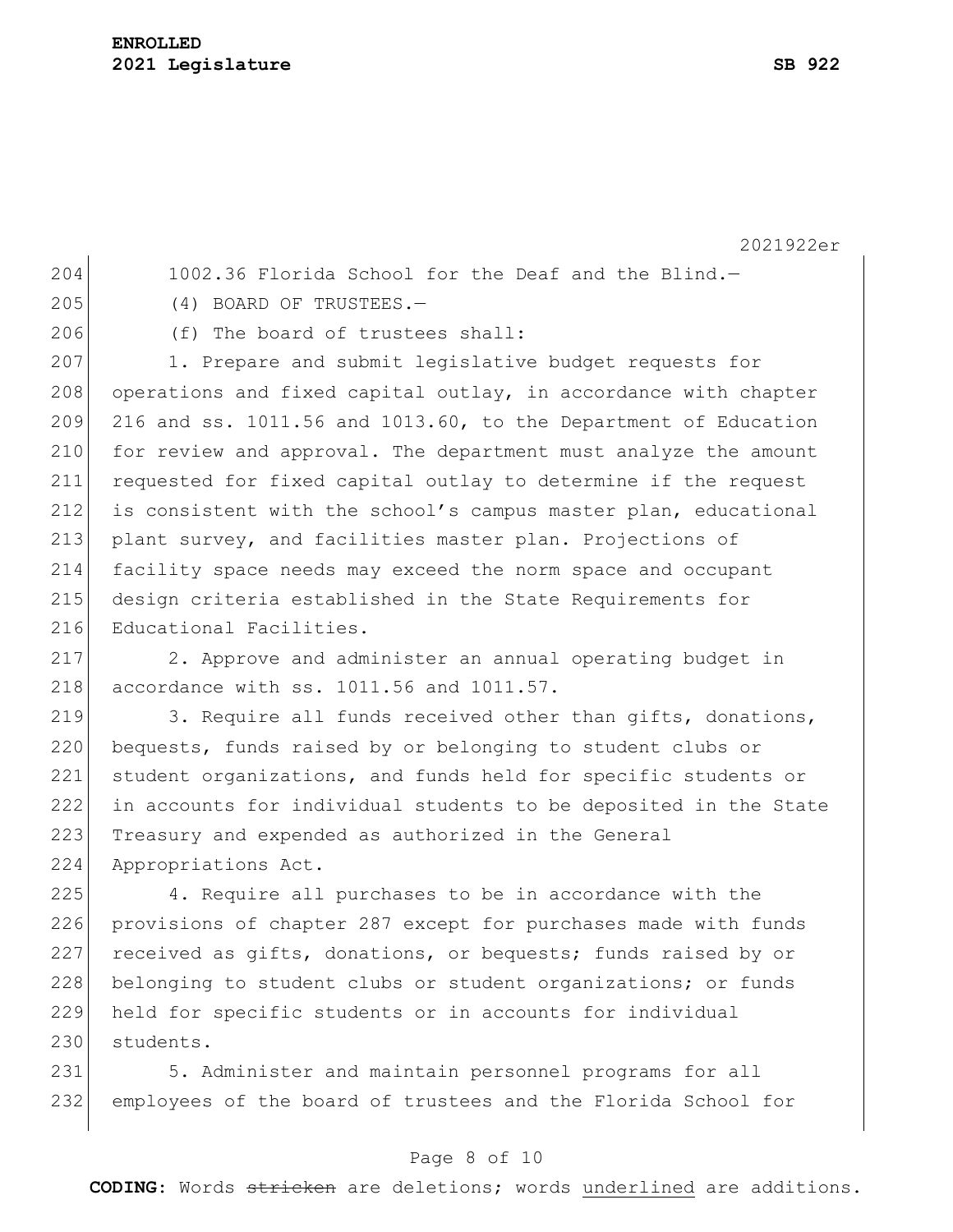1002.36 Florida School for the Deaf and the Blind.—

(4) BOARD OF TRUSTEES.—

(f) The board of trustees shall:

1. Prepare and submit legislative budget requests for operations and fixed capital outlay, in accordance with chapter 216 and ss. 1011.56 and 1013.60, to the Department of Education for review and approval. The department must analyze the amount requested for fixed capital outlay to determine if the request is consistent with the school's campus master plan, educational plant survey, and facilities master plan. Projections of facility space needs may exceed the norm space and occupant design criteria established in the State Requirements for Educational Facilities.

2. Approve and administer an annual operating budget in accordance with ss. 1011.56 and 1011.57.

3. Require all funds received other than gifts, donations, bequests, funds raised by or belonging to student clubs or student organizations, and funds held for specific students or in accounts for individual students to be deposited in the State Treasury and expended as authorized in the General Appropriations Act.

4. Require all purchases to be in accordance with the provisions of chapter 287 except for purchases made with funds received as gifts, donations, or bequests; funds raised by or belonging to student clubs or student organizations; or funds held for specific students or in accounts for individual students.

5. Administer and maintain personnel programs for all employees of the board of trustees and the Florida School for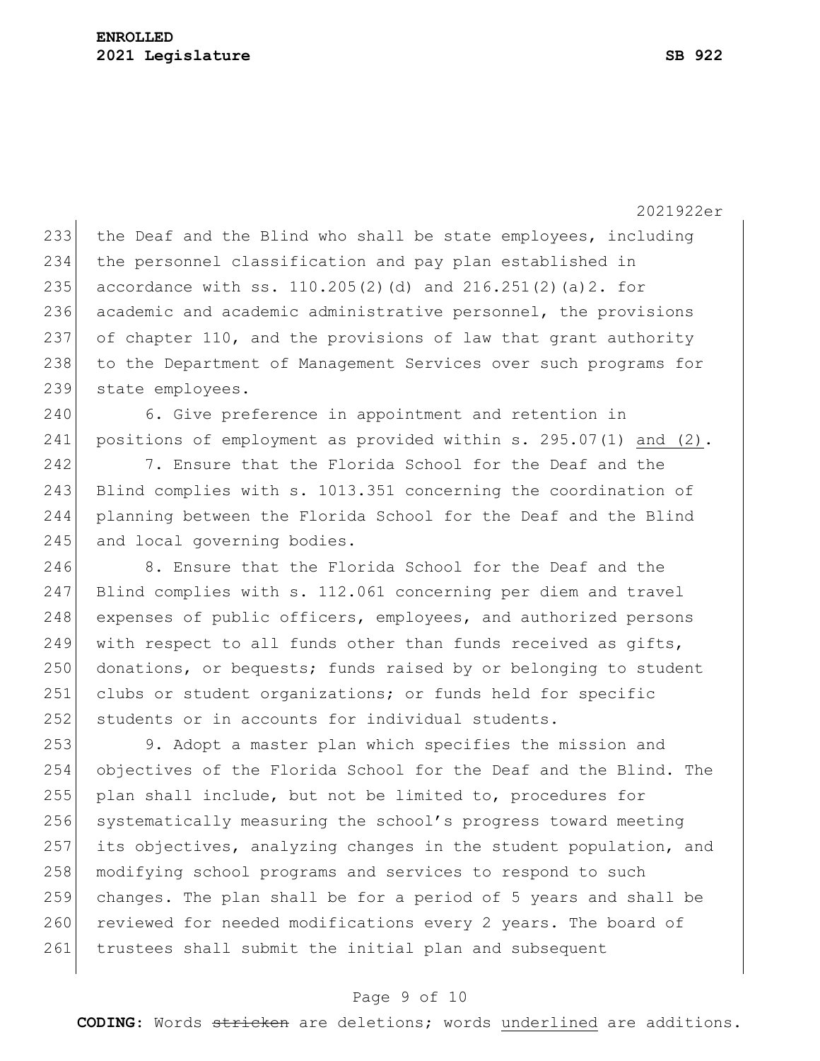the Deaf and the Blind who shall be state employees, including the personnel classification and pay plan established in accordance with ss. 110.205(2)(d) and 216.251(2)(a)2. for academic and academic administrative personnel, the provisions of chapter 110, and the provisions of law that grant authority to the Department of Management Services over such programs for state employees.

6. Give preference in appointment and retention in positions of employment as provided within s. 295.07(1) <u>and (2)</u>.

7. Ensure that the Florida School for the Deaf and the Blind complies with s. 1013.351 concerning the coordination of planning between the Florida School for the Deaf and the Blind and local governing bodies.

8. Ensure that the Florida School for the Deaf and the Blind complies with s. 112.061 concerning per diem and travel expenses of public officers, employees, and authorized persons with respect to all funds other than funds received as gifts, donations, or bequests; funds raised by or belonging to student clubs or student organizations; or funds held for specific students or in accounts for individual students.

9. Adopt a master plan which specifies the mission and objectives of the Florida School for the Deaf and the Blind. The plan shall include, but not be limited to, procedures for systematically measuring the school's progress toward meeting its objectives, analyzing changes in the student population, and modifying school programs and services to respond to such changes. The plan shall be for a period of 5 years and shall be reviewed for needed modifications every 2 years. The board of trustees shall submit the initial plan and subsequent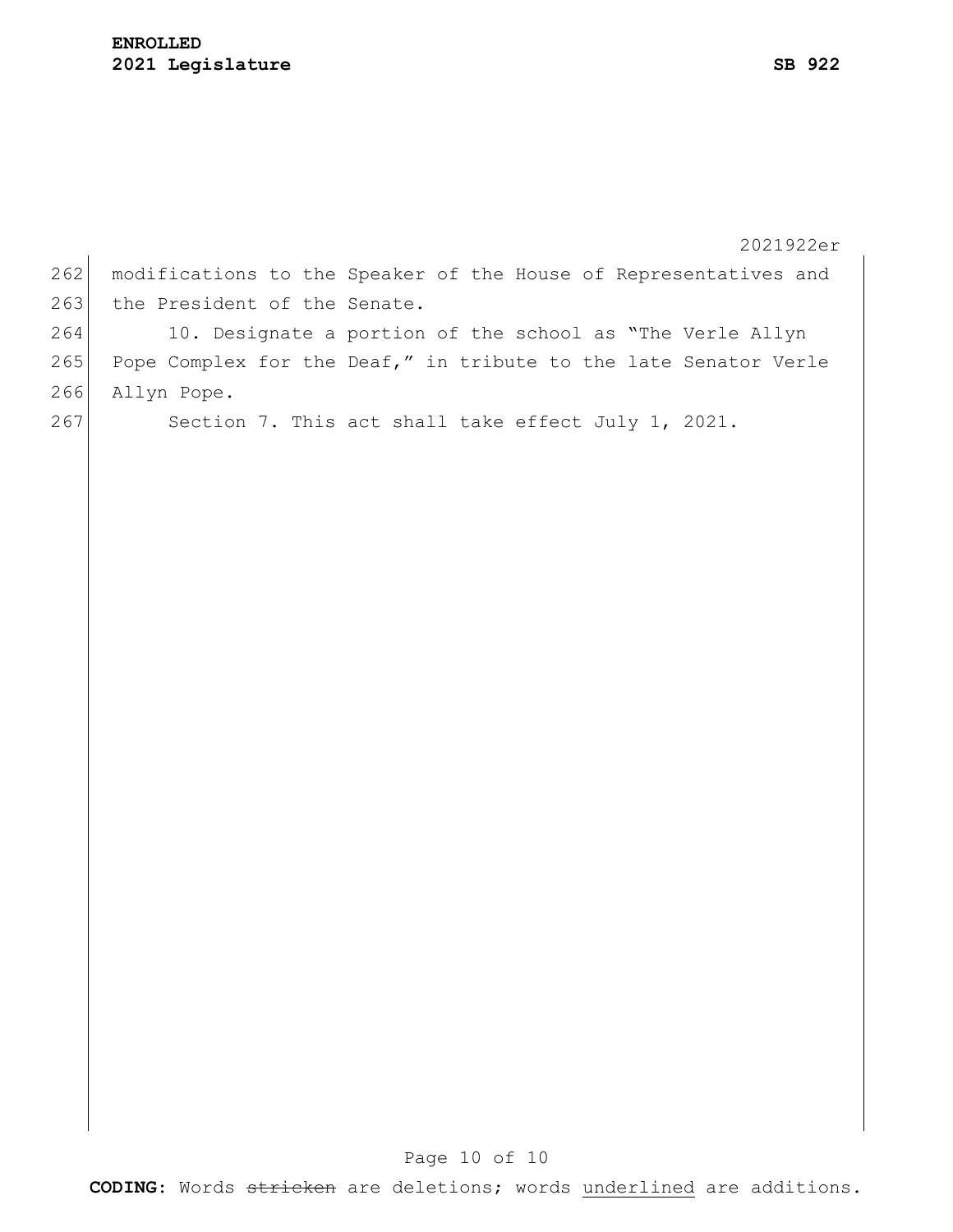modifications to the Speaker of the House of Representatives and the President of the Senate.

10. Designate a portion of the school as "The Verle Allyn Pope Complex for the Deaf," in tribute to the late Senator Verle Allyn Pope.

Section 7. This act shall take effect July 1, 2021.